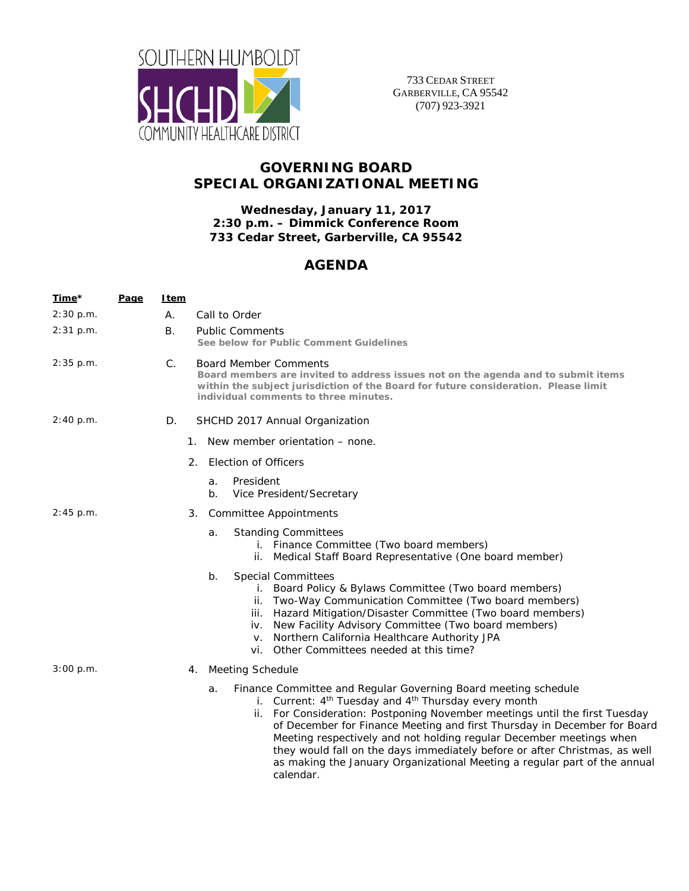SOUTHERN HUMBOLDT SHCHD COMMUNITY HEALTHCARE DISTRICT

733 CEDAR STREET
GARBERVILLE, CA 95542
(707) 923-3921

# GOVERNING BOARD
# SPECIAL ORGANIZATIONAL MEETING

**Wednesday, January 11, 2017**
**2:30 p.m. – Dimmick Conference Room**
**733 Cedar Street, Garberville, CA 95542**

## AGENDA

| Time* | Page | Item | |
|---|---|---|---|
| 2:30 p.m. | | A. | Call to Order |
| 2:31 p.m. | | B. | Public Comments<br>**See below for Public Comment Guidelines** |
| 2:35 p.m. | | C. | Board Member Comments<br>**Board members are invited to address issues not on the agenda and to submit items within the subject jurisdiction of the Board for future consideration. Please limit individual comments to three minutes.** |
| 2:40 p.m. | | D. | SHCHD 2017 Annual Organization |

1. New member orientation – none.
2. Election of Officers
   a. President
   b. Vice President/Secretary

2:45 p.m.

3. Committee Appointments
   a. Standing Committees
      i. Finance Committee (Two board members)
      ii. Medical Staff Board Representative (One board member)
   b. Special Committees
      i. Board Policy & Bylaws Committee (Two board members)
      ii. Two-Way Communication Committee (Two board members)
      iii. Hazard Mitigation/Disaster Committee (Two board members)
      iv. New Facility Advisory Committee (Two board members)
      v. Northern California Healthcare Authority JPA
      vi. Other Committees needed at this time?

3:00 p.m.

4. Meeting Schedule
   a. Finance Committee and Regular Governing Board meeting schedule
      i. Current: 4th Tuesday and 4th Thursday every month
      ii. For Consideration: Postponing November meetings until the first Tuesday of December for Finance Meeting and first Thursday in December for Board Meeting respectively and not holding regular December meetings when they would fall on the days immediately before or after Christmas, as well as making the January Organizational Meeting a regular part of the annual calendar.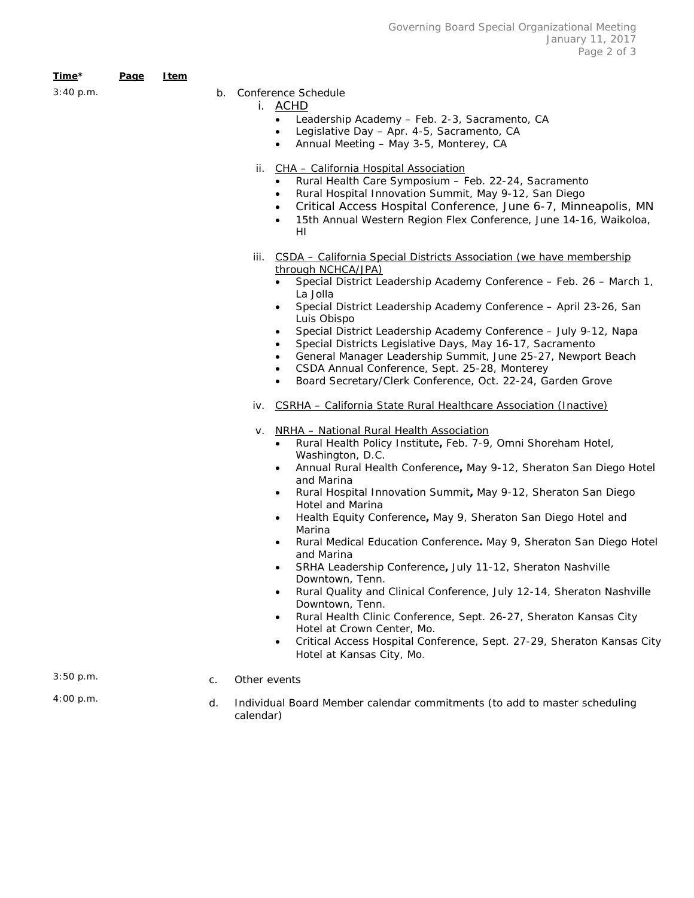| **Time*** | **Page** | **Item** |
|---|---|---|
| 3:40 p.m. | | b. Conference Schedule |

i. ACHD
- Leadership Academy – Feb. 2-3, Sacramento, CA
- Legislative Day – Apr. 4-5, Sacramento, CA
- Annual Meeting – May 3-5, Monterey, CA

ii. CHA – California Hospital Association
- Rural Health Care Symposium – Feb. 22-24, Sacramento
- Rural Hospital Innovation Summit, May 9-12, San Diego
- Critical Access Hospital Conference, June 6-7, Minneapolis, MN
- 15th Annual Western Region Flex Conference, June 14-16, Waikoloa, HI

iii. CSDA – California Special Districts Association (we have membership through NCHCA/JPA)
- Special District Leadership Academy Conference – Feb. 26 – March 1, La Jolla
- Special District Leadership Academy Conference – April 23-26, San Luis Obispo
- Special District Leadership Academy Conference – July 9-12, Napa
- Special Districts Legislative Days, May 16-17, Sacramento
- General Manager Leadership Summit, June 25-27, Newport Beach
- CSDA Annual Conference, Sept. 25-28, Monterey
- Board Secretary/Clerk Conference, Oct. 22-24, Garden Grove

iv. CSRHA – California State Rural Healthcare Association (Inactive)

v. NRHA – National Rural Health Association
- Rural Health Policy Institute**,** Feb. 7-9, Omni Shoreham Hotel, Washington, D.C.
- Annual Rural Health Conference**,** May 9-12, Sheraton San Diego Hotel and Marina
- Rural Hospital Innovation Summit**,** May 9-12, Sheraton San Diego Hotel and Marina
- Health Equity Conference**,** May 9, Sheraton San Diego Hotel and Marina
- Rural Medical Education Conference**.** May 9, Sheraton San Diego Hotel and Marina
- SRHA Leadership Conference**,** July 11-12, Sheraton Nashville Downtown, Tenn.
- Rural Quality and Clinical Conference, July 12-14, Sheraton Nashville Downtown, Tenn.
- Rural Health Clinic Conference, Sept. 26-27, Sheraton Kansas City Hotel at Crown Center, Mo.
- Critical Access Hospital Conference, Sept. 27-29, Sheraton Kansas City Hotel at Kansas City, Mo.

| | | |
|---|---|---|
| 3:50 p.m. | | c. Other events |
| 4:00 p.m. | | d. Individual Board Member calendar commitments (to add to master scheduling calendar) |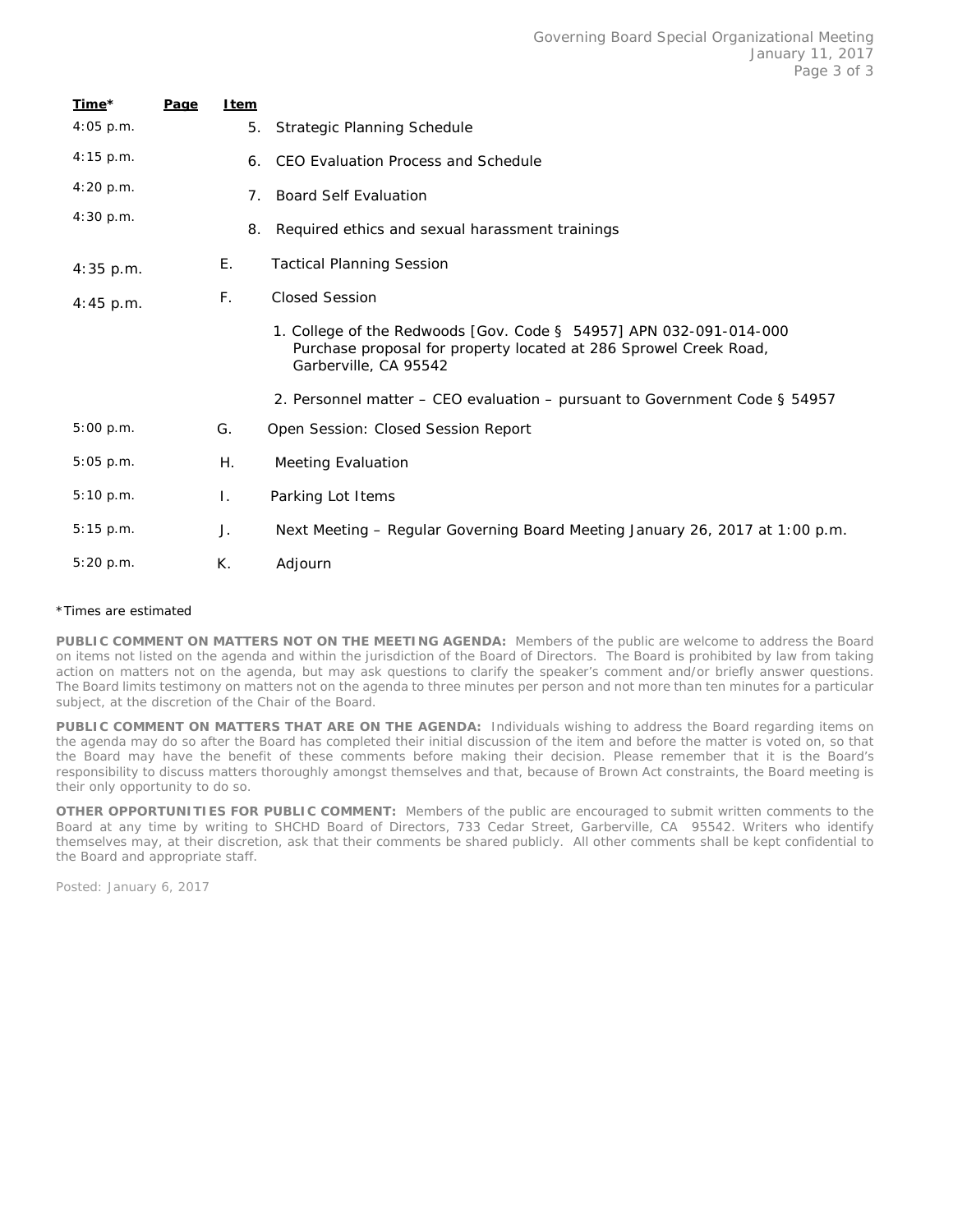| Time* | Page | Item |
|---|---|---|
| 4:05 p.m. | | 5. Strategic Planning Schedule |
| 4:15 p.m. | | 6. CEO Evaluation Process and Schedule |
| 4:20 p.m. | | 7. Board Self Evaluation |
| 4:30 p.m. | | 8. Required ethics and sexual harassment trainings |
| 4:35 p.m. | | E. Tactical Planning Session |
| 4:45 p.m. | | F. Closed Session |
| | | 1. College of the Redwoods [Gov. Code § 54957] APN 032-091-014-000 Purchase proposal for property located at 286 Sprowel Creek Road, Garberville, CA 95542 |
| | | 2. Personnel matter – CEO evaluation – pursuant to Government Code § 54957 |
| 5:00 p.m. | | G. Open Session: Closed Session Report |
| 5:05 p.m. | | H. Meeting Evaluation |
| 5:10 p.m. | | I. Parking Lot Items |
| 5:15 p.m. | | J. Next Meeting – Regular Governing Board Meeting January 26, 2017 at 1:00 p.m. |
| 5:20 p.m. | | K. Adjourn |

*Times are estimated

**PUBLIC COMMENT ON MATTERS NOT ON THE MEETING AGENDA:** Members of the public are welcome to address the Board on items not listed on the agenda and within the jurisdiction of the Board of Directors. The Board is prohibited by law from taking action on matters not on the agenda, but may ask questions to clarify the speaker's comment and/or briefly answer questions. The Board limits testimony on matters not on the agenda to three minutes per person and not more than ten minutes for a particular subject, at the discretion of the Chair of the Board.

**PUBLIC COMMENT ON MATTERS THAT ARE ON THE AGENDA:** Individuals wishing to address the Board regarding items on the agenda may do so after the Board has completed their initial discussion of the item and before the matter is voted on, so that the Board may have the benefit of these comments before making their decision. Please remember that it is the Board's responsibility to discuss matters thoroughly amongst themselves and that, because of Brown Act constraints, the Board meeting is their only opportunity to do so.

**OTHER OPPORTUNITIES FOR PUBLIC COMMENT:** Members of the public are encouraged to submit written comments to the Board at any time by writing to SHCHD Board of Directors, 733 Cedar Street, Garberville, CA 95542. Writers who identify themselves may, at their discretion, ask that their comments be shared publicly. All other comments shall be kept confidential to the Board and appropriate staff.

Posted: January 6, 2017